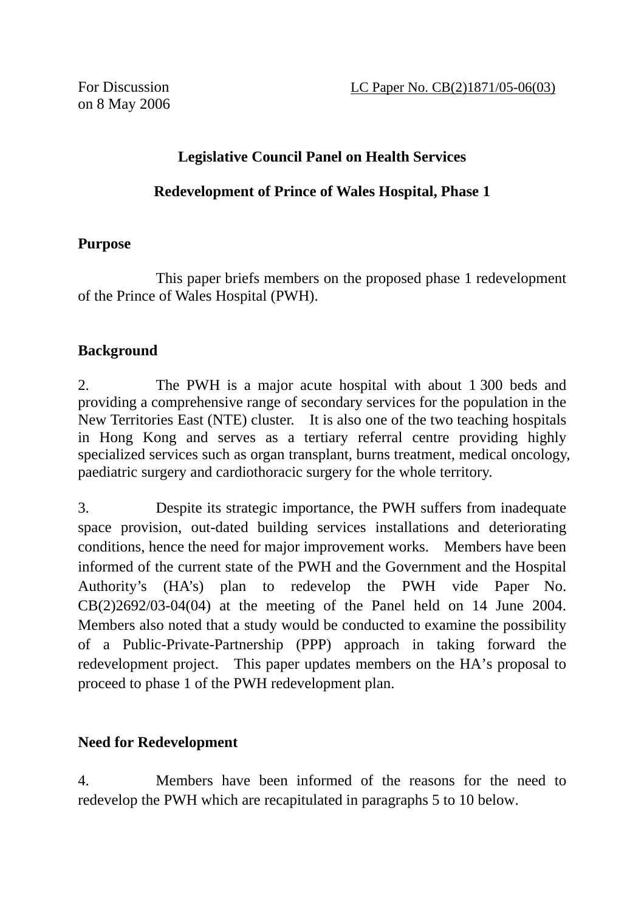For Discussion
on 8 May 2006

LC Paper No. CB(2)1871/05-06(03)

**Legislative Council Panel on Health Services**

**Redevelopment of Prince of Wales Hospital, Phase 1**

**Purpose**

This paper briefs members on the proposed phase 1 redevelopment of the Prince of Wales Hospital (PWH).

**Background**

2. The PWH is a major acute hospital with about 1 300 beds and providing a comprehensive range of secondary services for the population in the New Territories East (NTE) cluster. It is also one of the two teaching hospitals in Hong Kong and serves as a tertiary referral centre providing highly specialized services such as organ transplant, burns treatment, medical oncology, paediatric surgery and cardiothoracic surgery for the whole territory.

3. Despite its strategic importance, the PWH suffers from inadequate space provision, out-dated building services installations and deteriorating conditions, hence the need for major improvement works. Members have been informed of the current state of the PWH and the Government and the Hospital Authority's (HA's) plan to redevelop the PWH vide Paper No. CB(2)2692/03-04(04) at the meeting of the Panel held on 14 June 2004. Members also noted that a study would be conducted to examine the possibility of a Public-Private-Partnership (PPP) approach in taking forward the redevelopment project. This paper updates members on the HA's proposal to proceed to phase 1 of the PWH redevelopment plan.

**Need for Redevelopment**

4. Members have been informed of the reasons for the need to redevelop the PWH which are recapitulated in paragraphs 5 to 10 below.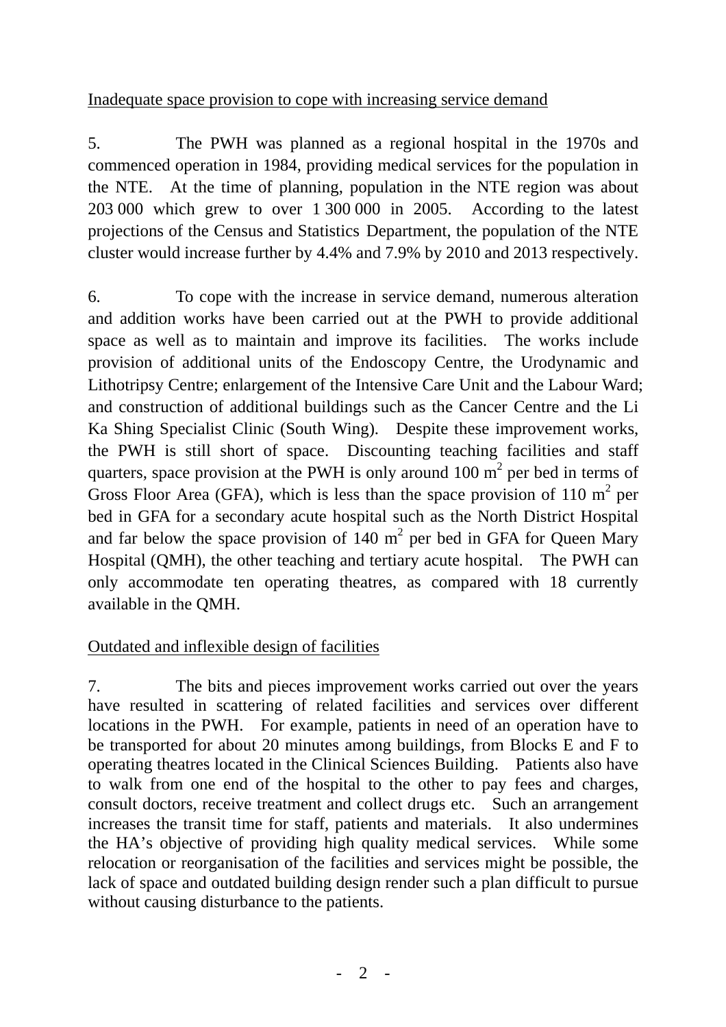Inadequate space provision to cope with increasing service demand

5. The PWH was planned as a regional hospital in the 1970s and commenced operation in 1984, providing medical services for the population in the NTE. At the time of planning, population in the NTE region was about 203 000 which grew to over 1 300 000 in 2005. According to the latest projections of the Census and Statistics Department, the population of the NTE cluster would increase further by 4.4% and 7.9% by 2010 and 2013 respectively.

6. To cope with the increase in service demand, numerous alteration and addition works have been carried out at the PWH to provide additional space as well as to maintain and improve its facilities. The works include provision of additional units of the Endoscopy Centre, the Urodynamic and Lithotripsy Centre; enlargement of the Intensive Care Unit and the Labour Ward; and construction of additional buildings such as the Cancer Centre and the Li Ka Shing Specialist Clinic (South Wing). Despite these improvement works, the PWH is still short of space. Discounting teaching facilities and staff quarters, space provision at the PWH is only around 100 $m^2$ per bed in terms of Gross Floor Area (GFA), which is less than the space provision of 110 $m^2$ per bed in GFA for a secondary acute hospital such as the North District Hospital and far below the space provision of 140 $m^2$ per bed in GFA for Queen Mary Hospital (QMH), the other teaching and tertiary acute hospital. The PWH can only accommodate ten operating theatres, as compared with 18 currently available in the QMH.

Outdated and inflexible design of facilities

7. The bits and pieces improvement works carried out over the years have resulted in scattering of related facilities and services over different locations in the PWH. For example, patients in need of an operation have to be transported for about 20 minutes among buildings, from Blocks E and F to operating theatres located in the Clinical Sciences Building. Patients also have to walk from one end of the hospital to the other to pay fees and charges, consult doctors, receive treatment and collect drugs etc. Such an arrangement increases the transit time for staff, patients and materials. It also undermines the HA's objective of providing high quality medical services. While some relocation or reorganisation of the facilities and services might be possible, the lack of space and outdated building design render such a plan difficult to pursue without causing disturbance to the patients.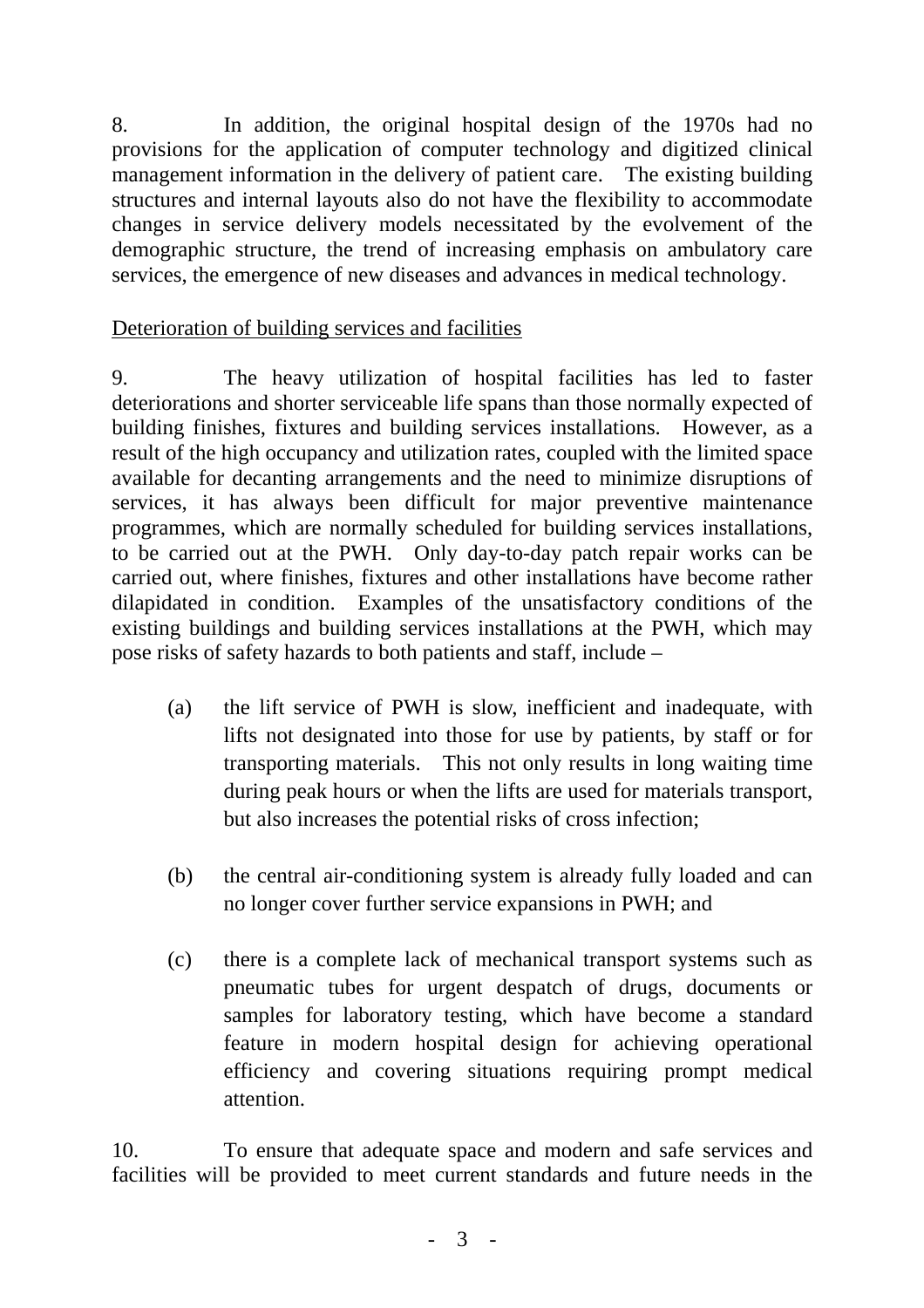8. In addition, the original hospital design of the 1970s had no provisions for the application of computer technology and digitized clinical management information in the delivery of patient care. The existing building structures and internal layouts also do not have the flexibility to accommodate changes in service delivery models necessitated by the evolvement of the demographic structure, the trend of increasing emphasis on ambulatory care services, the emergence of new diseases and advances in medical technology.

<u>Deterioration of building services and facilities</u>

9. The heavy utilization of hospital facilities has led to faster deteriorations and shorter serviceable life spans than those normally expected of building finishes, fixtures and building services installations. However, as a result of the high occupancy and utilization rates, coupled with the limited space available for decanting arrangements and the need to minimize disruptions of services, it has always been difficult for major preventive maintenance programmes, which are normally scheduled for building services installations, to be carried out at the PWH. Only day-to-day patch repair works can be carried out, where finishes, fixtures and other installations have become rather dilapidated in condition. Examples of the unsatisfactory conditions of the existing buildings and building services installations at the PWH, which may pose risks of safety hazards to both patients and staff, include –

(a) the lift service of PWH is slow, inefficient and inadequate, with lifts not designated into those for use by patients, by staff or for transporting materials. This not only results in long waiting time during peak hours or when the lifts are used for materials transport, but also increases the potential risks of cross infection;

(b) the central air-conditioning system is already fully loaded and can no longer cover further service expansions in PWH; and

(c) there is a complete lack of mechanical transport systems such as pneumatic tubes for urgent despatch of drugs, documents or samples for laboratory testing, which have become a standard feature in modern hospital design for achieving operational efficiency and covering situations requiring prompt medical attention.

10. To ensure that adequate space and modern and safe services and facilities will be provided to meet current standards and future needs in the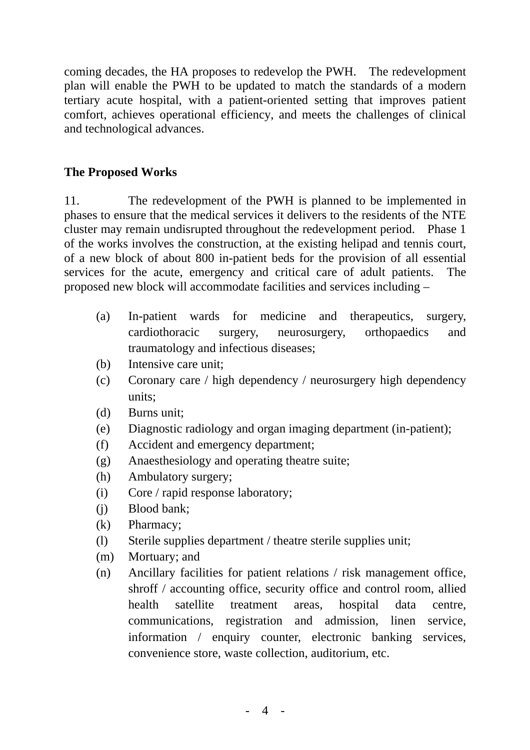coming decades, the HA proposes to redevelop the PWH. The redevelopment plan will enable the PWH to be updated to match the standards of a modern tertiary acute hospital, with a patient-oriented setting that improves patient comfort, achieves operational efficiency, and meets the challenges of clinical and technological advances.

**The Proposed Works**

11. The redevelopment of the PWH is planned to be implemented in phases to ensure that the medical services it delivers to the residents of the NTE cluster may remain undisrupted throughout the redevelopment period. Phase 1 of the works involves the construction, at the existing helipad and tennis court, of a new block of about 800 in-patient beds for the provision of all essential services for the acute, emergency and critical care of adult patients. The proposed new block will accommodate facilities and services including –

- (a) In-patient wards for medicine and therapeutics, surgery, cardiothoracic surgery, neurosurgery, orthopaedics and traumatology and infectious diseases;
- (b) Intensive care unit;
- (c) Coronary care / high dependency / neurosurgery high dependency units;
- (d) Burns unit;
- (e) Diagnostic radiology and organ imaging department (in-patient);
- (f) Accident and emergency department;
- (g) Anaesthesiology and operating theatre suite;
- (h) Ambulatory surgery;
- (i) Core / rapid response laboratory;
- (j) Blood bank;
- (k) Pharmacy;
- (l) Sterile supplies department / theatre sterile supplies unit;
- (m) Mortuary; and
- (n) Ancillary facilities for patient relations / risk management office, shroff / accounting office, security office and control room, allied health satellite treatment areas, hospital data centre, communications, registration and admission, linen service, information / enquiry counter, electronic banking services, convenience store, waste collection, auditorium, etc.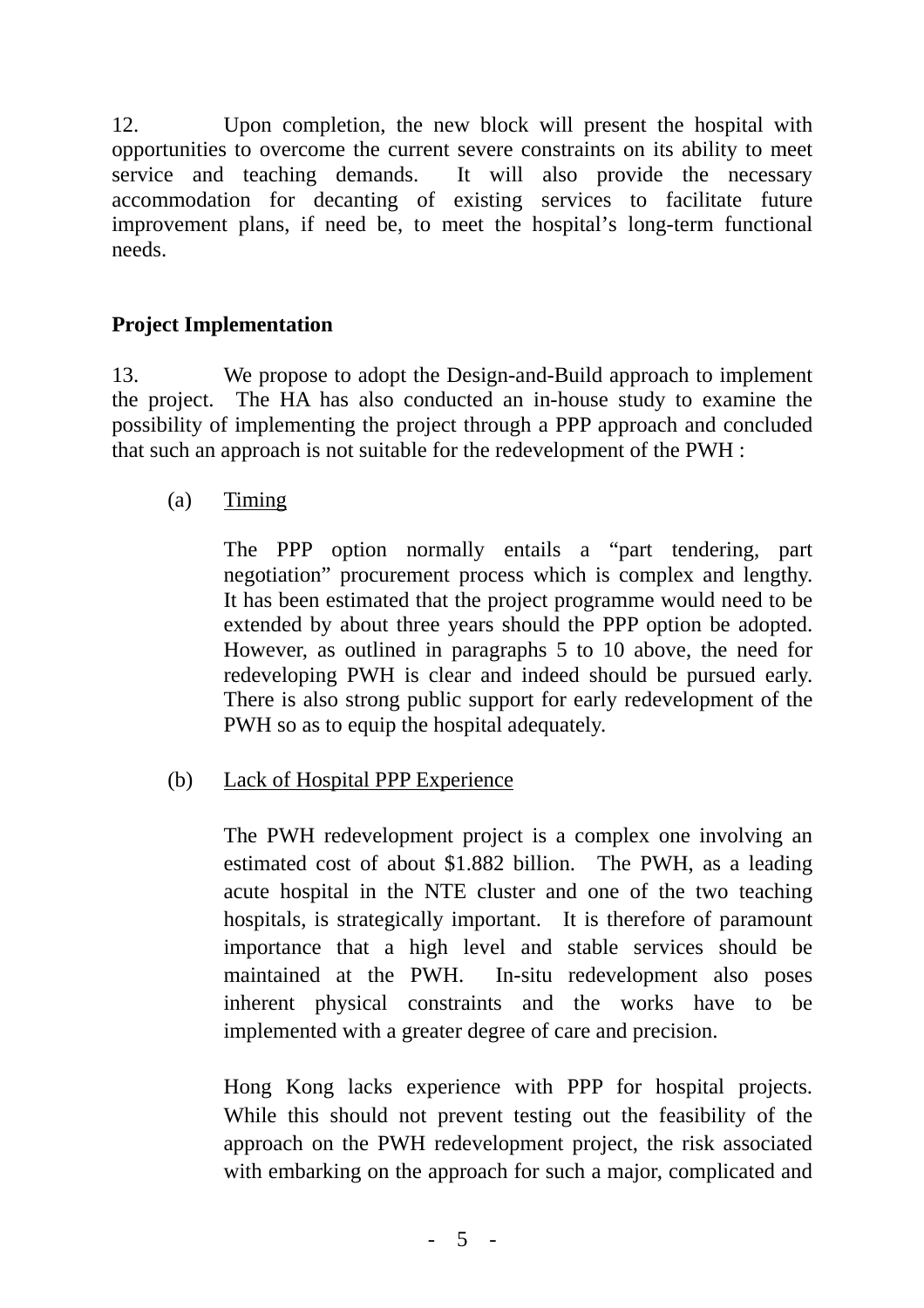12. Upon completion, the new block will present the hospital with opportunities to overcome the current severe constraints on its ability to meet service and teaching demands. It will also provide the necessary accommodation for decanting of existing services to facilitate future improvement plans, if need be, to meet the hospital's long-term functional needs.

**Project Implementation**

13. We propose to adopt the Design-and-Build approach to implement the project. The HA has also conducted an in-house study to examine the possibility of implementing the project through a PPP approach and concluded that such an approach is not suitable for the redevelopment of the PWH :

(a) Timing

The PPP option normally entails a "part tendering, part negotiation" procurement process which is complex and lengthy. It has been estimated that the project programme would need to be extended by about three years should the PPP option be adopted. However, as outlined in paragraphs 5 to 10 above, the need for redeveloping PWH is clear and indeed should be pursued early. There is also strong public support for early redevelopment of the PWH so as to equip the hospital adequately.

(b) Lack of Hospital PPP Experience

The PWH redevelopment project is a complex one involving an estimated cost of about $1.882 billion. The PWH, as a leading acute hospital in the NTE cluster and one of the two teaching hospitals, is strategically important. It is therefore of paramount importance that a high level and stable services should be maintained at the PWH. In-situ redevelopment also poses inherent physical constraints and the works have to be implemented with a greater degree of care and precision.

Hong Kong lacks experience with PPP for hospital projects. While this should not prevent testing out the feasibility of the approach on the PWH redevelopment project, the risk associated with embarking on the approach for such a major, complicated and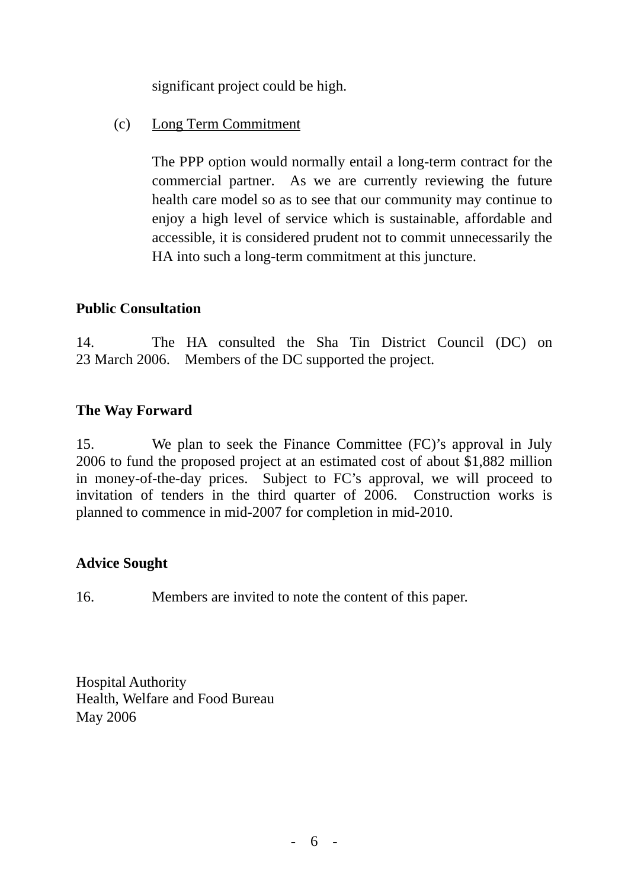significant project could be high.

(c) Long Term Commitment

The PPP option would normally entail a long-term contract for the commercial partner. As we are currently reviewing the future health care model so as to see that our community may continue to enjoy a high level of service which is sustainable, affordable and accessible, it is considered prudent not to commit unnecessarily the HA into such a long-term commitment at this juncture.

**Public Consultation**

14. The HA consulted the Sha Tin District Council (DC) on 23 March 2006. Members of the DC supported the project.

**The Way Forward**

15. We plan to seek the Finance Committee (FC)'s approval in July 2006 to fund the proposed project at an estimated cost of about $1,882 million in money-of-the-day prices. Subject to FC's approval, we will proceed to invitation of tenders in the third quarter of 2006. Construction works is planned to commence in mid-2007 for completion in mid-2010.

**Advice Sought**

16. Members are invited to note the content of this paper.

Hospital Authority
Health, Welfare and Food Bureau
May 2006